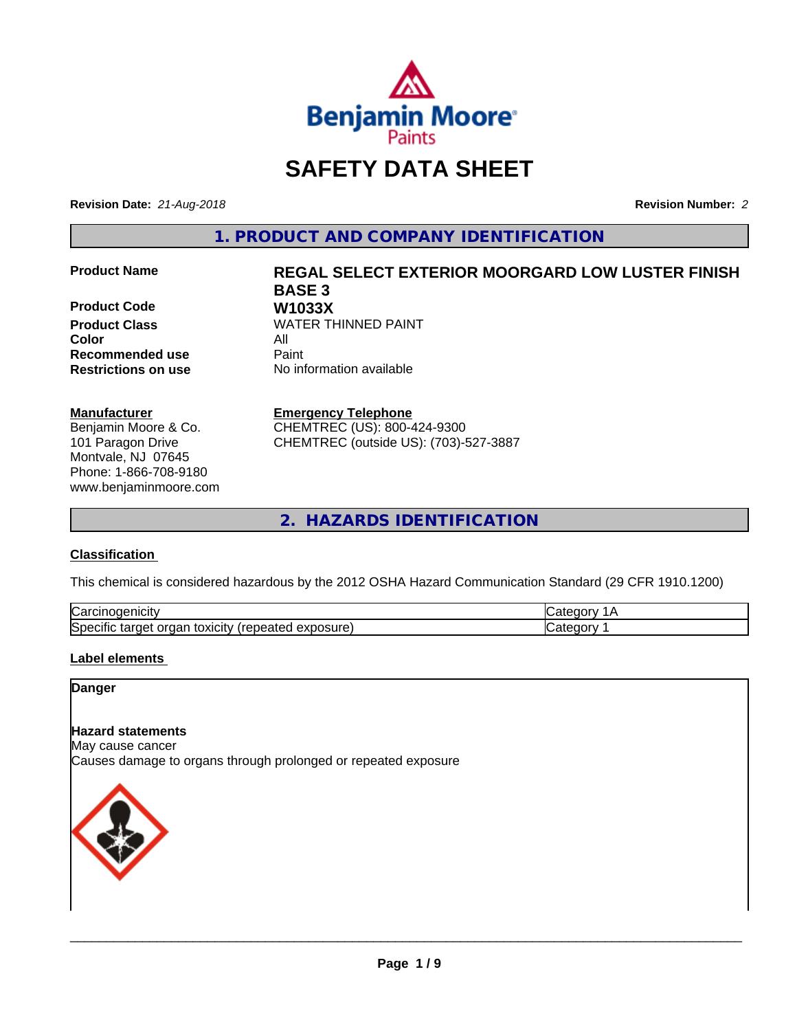# SAFETY DATA SHEET

**Revision Date:** *21-Aug-2018* **Revision Number:** *2*

## 1. PRODUCT AND COMPANY IDENTIFICATION

| | |
|---|---|
| **Product Name** | **REGAL SELECT EXTERIOR MOORGARD LOW LUSTER FINISH BASE 3** |
| **Product Code** | **W1033X** |
| **Product Class** | WATER THINNED PAINT |
| **Color** | All |
| **Recommended use** | Paint |
| **Restrictions on use** | No information available |

**Manufacturer**
Benjamin Moore & Co.
101 Paragon Drive
Montvale, NJ 07645
Phone: 1-866-708-9180
www.benjaminmoore.com

**Emergency Telephone**
CHEMTREC (US): 800-424-9300
CHEMTREC (outside US): (703)-527-3887

## 2. HAZARDS IDENTIFICATION

### Classification

This chemical is considered hazardous by the 2012 OSHA Hazard Communication Standard (29 CFR 1910.1200)

| | |
|---|---|
| Carcinogenicity | Category 1A |
| Specific target organ toxicity (repeated exposure) | Category 1 |

### Label elements

**Danger**

**Hazard statements**
May cause cancer
Causes damage to organs through prolonged or repeated exposure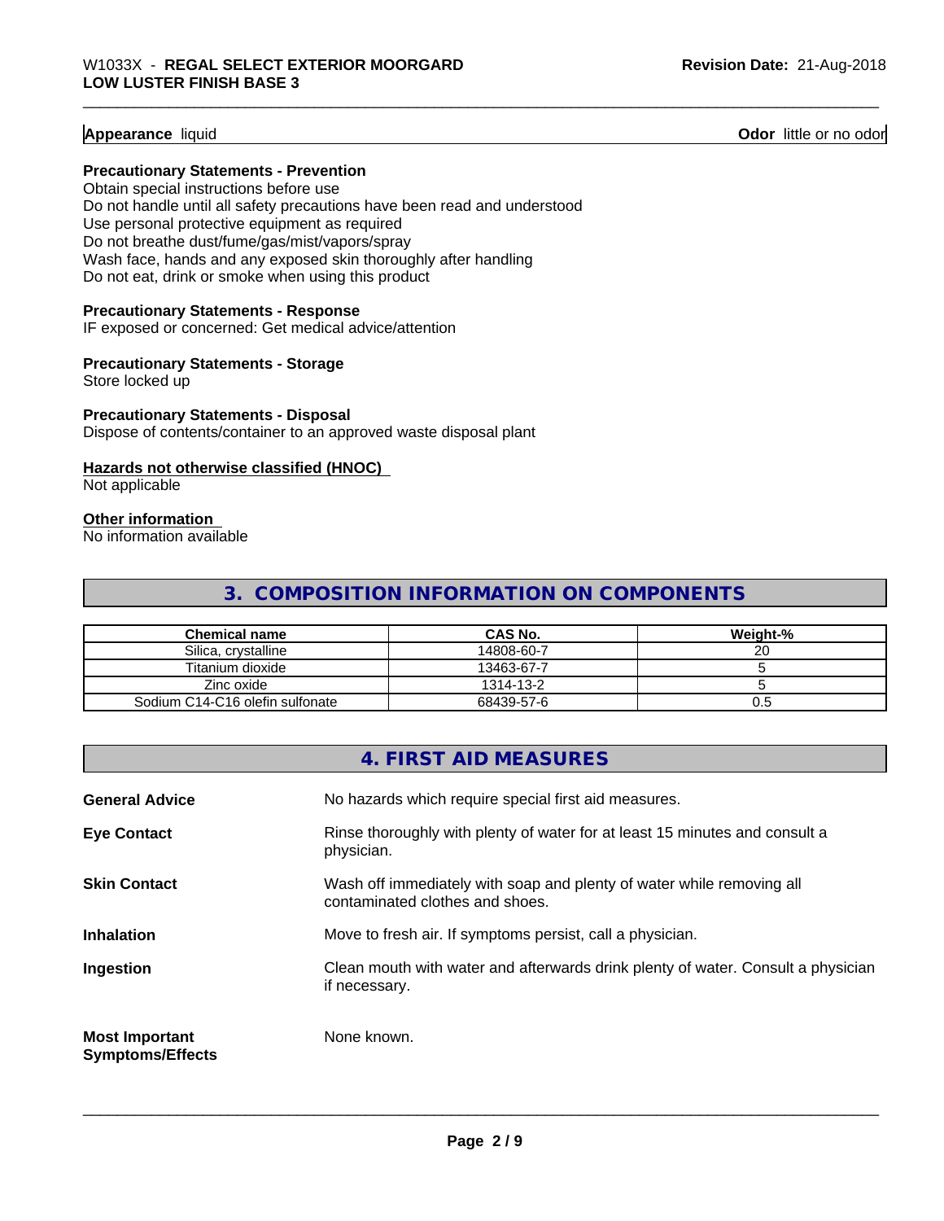**Appearance** liquid **Odor** little or no odor

**Precautionary Statements - Prevention**

Obtain special instructions before use
Do not handle until all safety precautions have been read and understood
Use personal protective equipment as required
Do not breathe dust/fume/gas/mist/vapors/spray
Wash face, hands and any exposed skin thoroughly after handling
Do not eat, drink or smoke when using this product

**Precautionary Statements - Response**

IF exposed or concerned: Get medical advice/attention

**Precautionary Statements - Storage**

Store locked up

**Precautionary Statements - Disposal**

Dispose of contents/container to an approved waste disposal plant

**Hazards not otherwise classified (HNOC)**

Not applicable

**Other information**

No information available

## 3. COMPOSITION INFORMATION ON COMPONENTS

| Chemical name | CAS No. | Weight-% |
|---|---|---|
| Silica, crystalline | 14808-60-7 | 20 |
| Titanium dioxide | 13463-67-7 | 5 |
| Zinc oxide | 1314-13-2 | 5 |
| Sodium C14-C16 olefin sulfonate | 68439-57-6 | 0.5 |

## 4. FIRST AID MEASURES

**General Advice** No hazards which require special first aid measures.

**Eye Contact** Rinse thoroughly with plenty of water for at least 15 minutes and consult a physician.

**Skin Contact** Wash off immediately with soap and plenty of water while removing all contaminated clothes and shoes.

**Inhalation** Move to fresh air. If symptoms persist, call a physician.

**Ingestion** Clean mouth with water and afterwards drink plenty of water. Consult a physician if necessary.

**Most Important Symptoms/Effects** None known.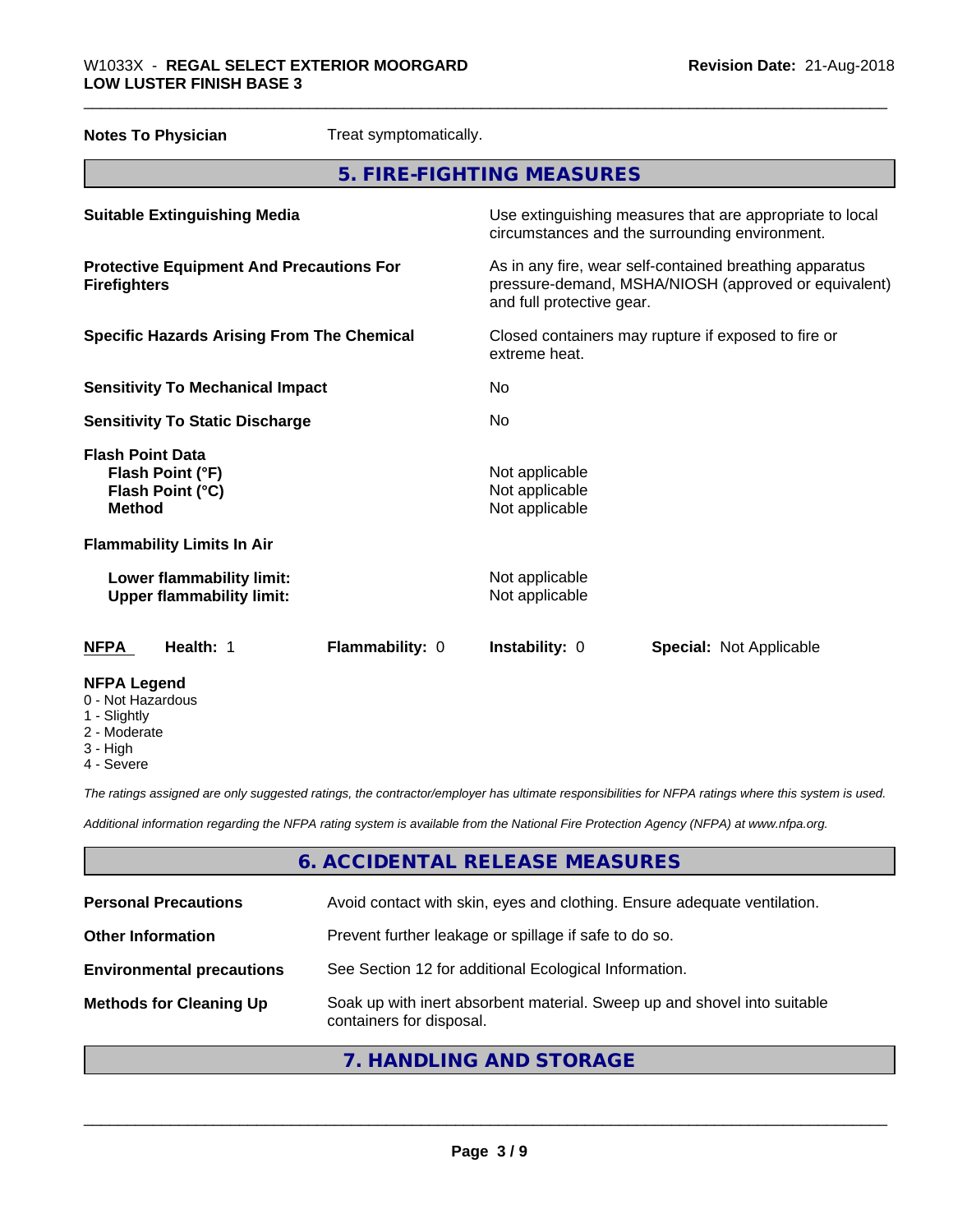**Notes To Physician** Treat symptomatically.

## 5. FIRE-FIGHTING MEASURES

| | |
|---|---|
| **Suitable Extinguishing Media** | Use extinguishing measures that are appropriate to local circumstances and the surrounding environment. |
| **Protective Equipment And Precautions For Firefighters** | As in any fire, wear self-contained breathing apparatus pressure-demand, MSHA/NIOSH (approved or equivalent) and full protective gear. |
| **Specific Hazards Arising From The Chemical** | Closed containers may rupture if exposed to fire or extreme heat. |
| **Sensitivity To Mechanical Impact** | No |
| **Sensitivity To Static Discharge** | No |
| **Flash Point Data** | |
| **Flash Point (°F)** | Not applicable |
| **Flash Point (°C)** | Not applicable |
| **Method** | Not applicable |
| **Flammability Limits In Air** | |
| **Lower flammability limit:** | Not applicable |
| **Upper flammability limit:** | Not applicable |

| **NFPA** | **Health:** 1 | **Flammability:** 0 | **Instability:** 0 | **Special:** Not Applicable |
|---|---|---|---|---|

**NFPA Legend**
- 0 - Not Hazardous
- 1 - Slightly
- 2 - Moderate
- 3 - High
- 4 - Severe

*The ratings assigned are only suggested ratings, the contractor/employer has ultimate responsibilities for NFPA ratings where this system is used.*

*Additional information regarding the NFPA rating system is available from the National Fire Protection Agency (NFPA) at www.nfpa.org.*

## 6. ACCIDENTAL RELEASE MEASURES

| | |
|---|---|
| **Personal Precautions** | Avoid contact with skin, eyes and clothing. Ensure adequate ventilation. |
| **Other Information** | Prevent further leakage or spillage if safe to do so. |
| **Environmental precautions** | See Section 12 for additional Ecological Information. |
| **Methods for Cleaning Up** | Soak up with inert absorbent material. Sweep up and shovel into suitable containers for disposal. |

## 7. HANDLING AND STORAGE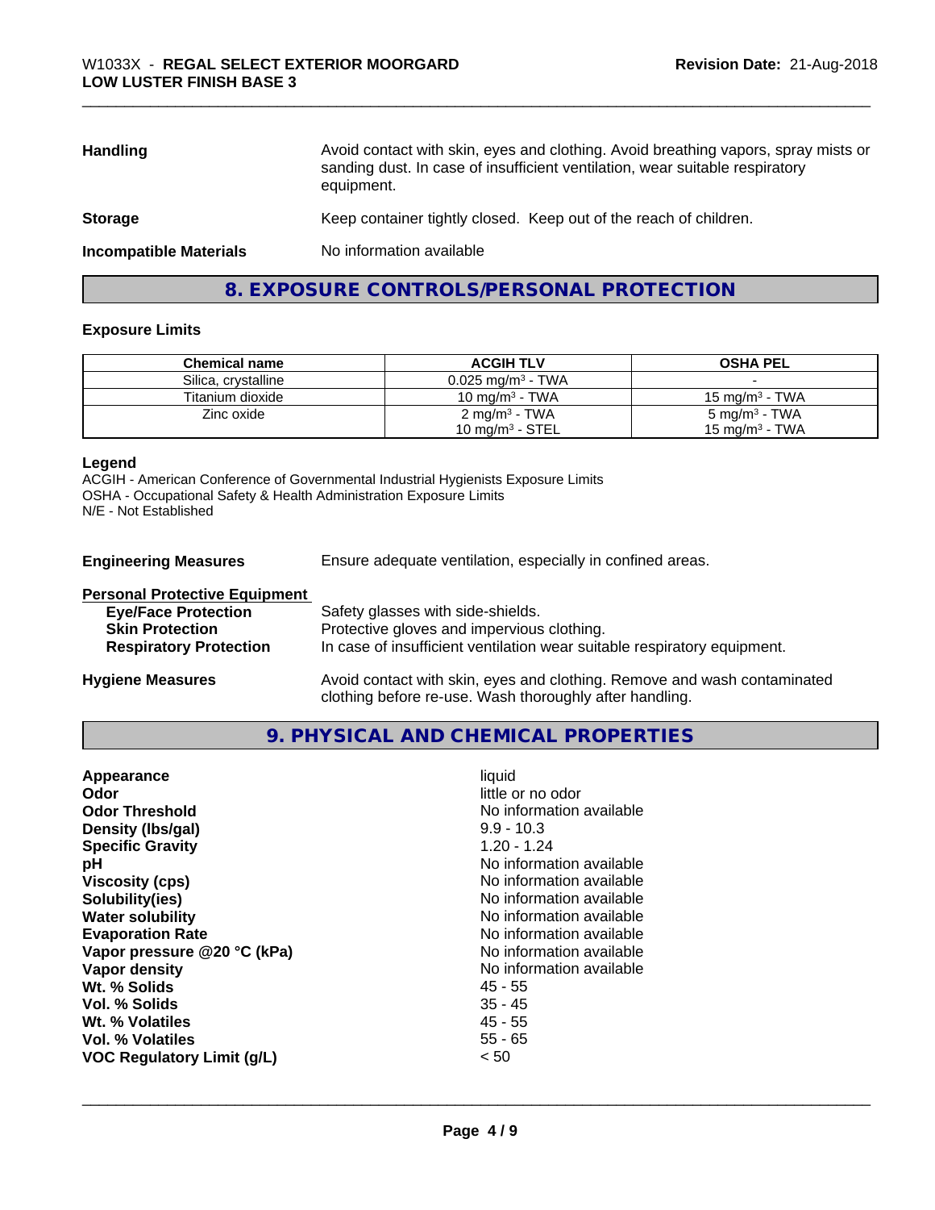| | |
|---|---|
| **Handling** | Avoid contact with skin, eyes and clothing. Avoid breathing vapors, spray mists or sanding dust. In case of insufficient ventilation, wear suitable respiratory equipment. |
| **Storage** | Keep container tightly closed. Keep out of the reach of children. |
| **Incompatible Materials** | No information available |

## 8. EXPOSURE CONTROLS/PERSONAL PROTECTION

### Exposure Limits

| Chemical name | ACGIH TLV | OSHA PEL |
|---|---|---|
| Silica, crystalline | 0.025 mg/m$^3$ - TWA | - |
| Titanium dioxide | 10 mg/m$^3$ - TWA | 15 mg/m$^3$ - TWA |
| Zinc oxide | 2 mg/m$^3$ - TWA<br>10 mg/m$^3$ - STEL | 5 mg/m$^3$ - TWA<br>15 mg/m$^3$ - TWA |

**Legend**
ACGIH - American Conference of Governmental Industrial Hygienists Exposure Limits
OSHA - Occupational Safety & Health Administration Exposure Limits
N/E - Not Established

**Engineering Measures** Ensure adequate ventilation, especially in confined areas.

**Personal Protective Equipment**

- **Eye/Face Protection** Safety glasses with side-shields.
- **Skin Protection** Protective gloves and impervious clothing.
- **Respiratory Protection** In case of insufficient ventilation wear suitable respiratory equipment.

**Hygiene Measures** Avoid contact with skin, eyes and clothing. Remove and wash contaminated clothing before re-use. Wash thoroughly after handling.

## 9. PHYSICAL AND CHEMICAL PROPERTIES

| | |
|---|---|
| **Appearance** | liquid |
| **Odor** | little or no odor |
| **Odor Threshold** | No information available |
| **Density (lbs/gal)** | 9.9 - 10.3 |
| **Specific Gravity** | 1.20 - 1.24 |
| **pH** | No information available |
| **Viscosity (cps)** | No information available |
| **Solubility(ies)** | No information available |
| **Water solubility** | No information available |
| **Evaporation Rate** | No information available |
| **Vapor pressure @20 °C (kPa)** | No information available |
| **Vapor density** | No information available |
| **Wt. % Solids** | 45 - 55 |
| **Vol. % Solids** | 35 - 45 |
| **Wt. % Volatiles** | 45 - 55 |
| **Vol. % Volatiles** | 55 - 65 |
| **VOC Regulatory Limit (g/L)** | < 50 |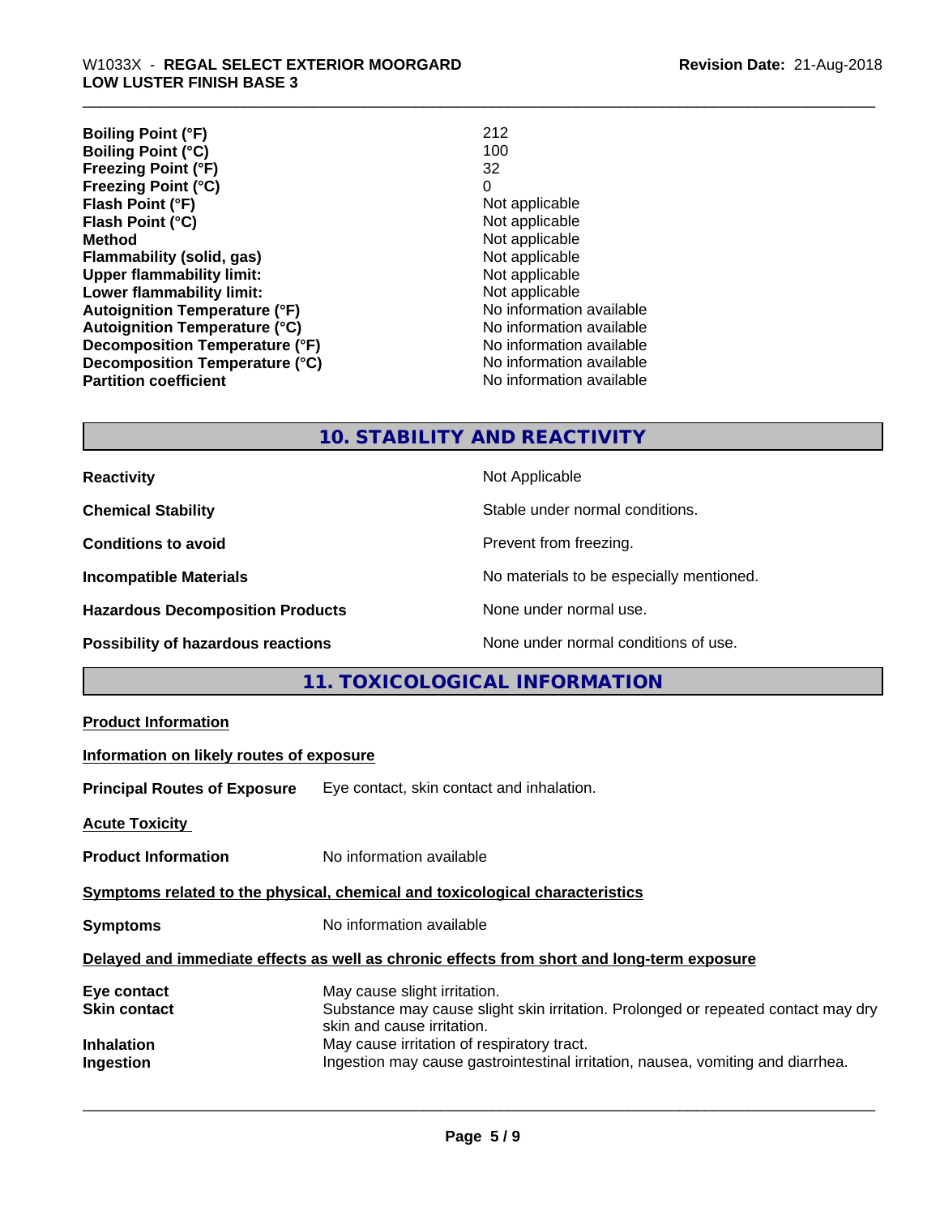| | |
|---|---|
| **Boiling Point (°F)** | 212 |
| **Boiling Point (°C)** | 100 |
| **Freezing Point (°F)** | 32 |
| **Freezing Point (°C)** | 0 |
| **Flash Point (°F)** | Not applicable |
| **Flash Point (°C)** | Not applicable |
| **Method** | Not applicable |
| **Flammability (solid, gas)** | Not applicable |
| **Upper flammability limit:** | Not applicable |
| **Lower flammability limit:** | Not applicable |
| **Autoignition Temperature (°F)** | No information available |
| **Autoignition Temperature (°C)** | No information available |
| **Decomposition Temperature (°F)** | No information available |
| **Decomposition Temperature (°C)** | No information available |
| **Partition coefficient** | No information available |

## 10. STABILITY AND REACTIVITY

| | |
|---|---|
| **Reactivity** | Not Applicable |
| **Chemical Stability** | Stable under normal conditions. |
| **Conditions to avoid** | Prevent from freezing. |
| **Incompatible Materials** | No materials to be especially mentioned. |
| **Hazardous Decomposition Products** | None under normal use. |
| **Possibility of hazardous reactions** | None under normal conditions of use. |

## 11. TOXICOLOGICAL INFORMATION

**Product Information**

**Information on likely routes of exposure**

**Principal Routes of Exposure** Eye contact, skin contact and inhalation.

**Acute Toxicity**

**Product Information** No information available

**Symptoms related to the physical, chemical and toxicological characteristics**

**Symptoms** No information available

**Delayed and immediate effects as well as chronic effects from short and long-term exposure**

| | |
|---|---|
| **Eye contact** | May cause slight irritation. |
| **Skin contact** | Substance may cause slight skin irritation. Prolonged or repeated contact may dry skin and cause irritation. |
| **Inhalation** | May cause irritation of respiratory tract. |
| **Ingestion** | Ingestion may cause gastrointestinal irritation, nausea, vomiting and diarrhea. |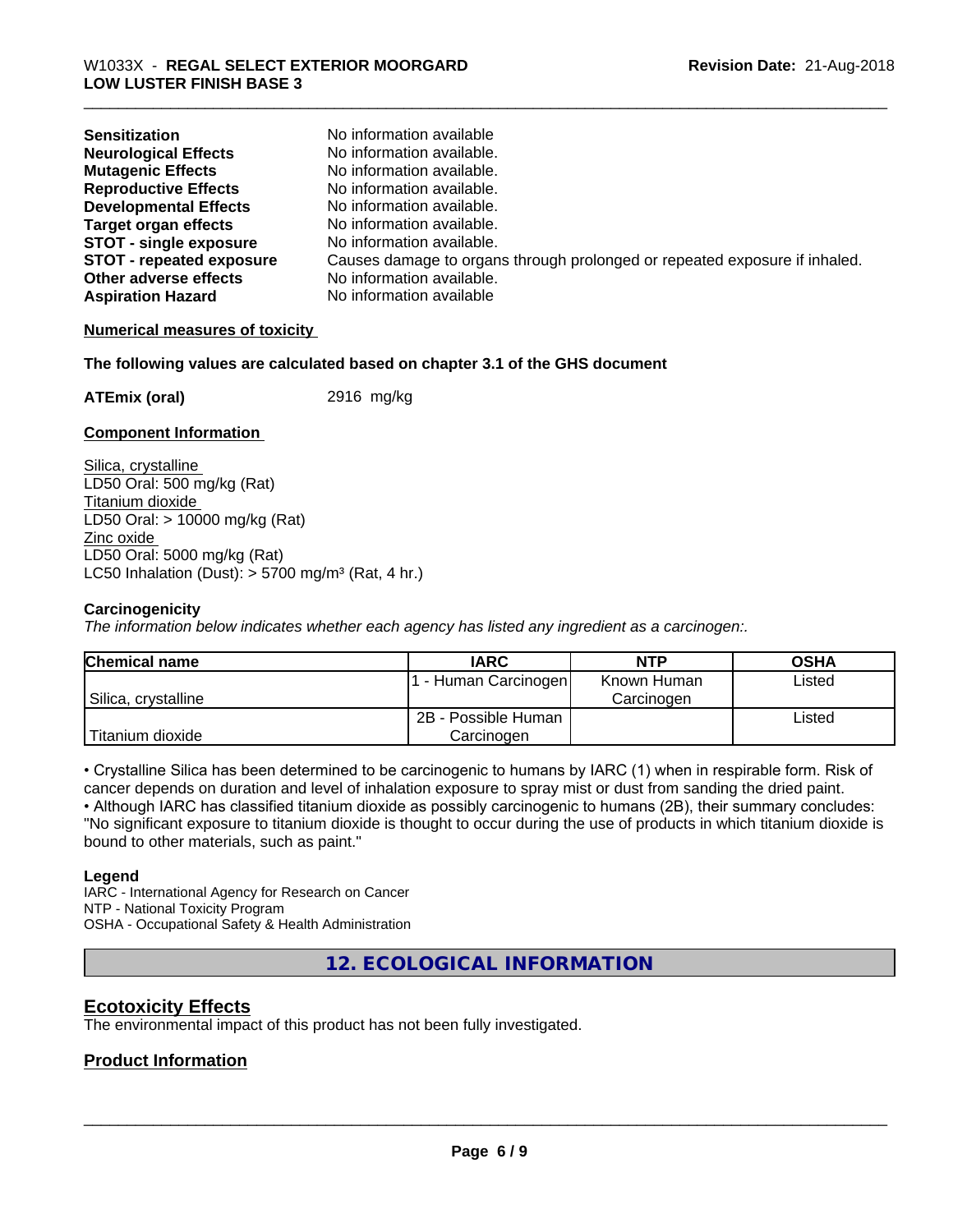| | |
|---|---|
| **Sensitization** | No information available |
| **Neurological Effects** | No information available. |
| **Mutagenic Effects** | No information available. |
| **Reproductive Effects** | No information available. |
| **Developmental Effects** | No information available. |
| **Target organ effects** | No information available. |
| **STOT - single exposure** | No information available. |
| **STOT - repeated exposure** | Causes damage to organs through prolonged or repeated exposure if inhaled. |
| **Other adverse effects** | No information available. |
| **Aspiration Hazard** | No information available |

**Numerical measures of toxicity**

**The following values are calculated based on chapter 3.1 of the GHS document**

**ATEmix (oral)** 2916 mg/kg

**Component Information**

Silica, crystalline
LD50 Oral: 500 mg/kg (Rat)
Titanium dioxide
LD50 Oral: > 10000 mg/kg (Rat)
Zinc oxide
LD50 Oral: 5000 mg/kg (Rat)
LC50 Inhalation (Dust): > 5700 mg/m³ (Rat, 4 hr.)

**Carcinogenicity**

*The information below indicates whether each agency has listed any ingredient as a carcinogen:.*

| Chemical name | IARC | NTP | OSHA |
|---|---|---|---|
| Silica, crystalline | 1 - Human Carcinogen | Known Human Carcinogen | Listed |
| Titanium dioxide | 2B - Possible Human Carcinogen | | Listed |

• Crystalline Silica has been determined to be carcinogenic to humans by IARC (1) when in respirable form. Risk of cancer depends on duration and level of inhalation exposure to spray mist or dust from sanding the dried paint.
• Although IARC has classified titanium dioxide as possibly carcinogenic to humans (2B), their summary concludes: "No significant exposure to titanium dioxide is thought to occur during the use of products in which titanium dioxide is bound to other materials, such as paint."

**Legend**
IARC - International Agency for Research on Cancer
NTP - National Toxicity Program
OSHA - Occupational Safety & Health Administration

## 12. ECOLOGICAL INFORMATION

### Ecotoxicity Effects

The environmental impact of this product has not been fully investigated.

### Product Information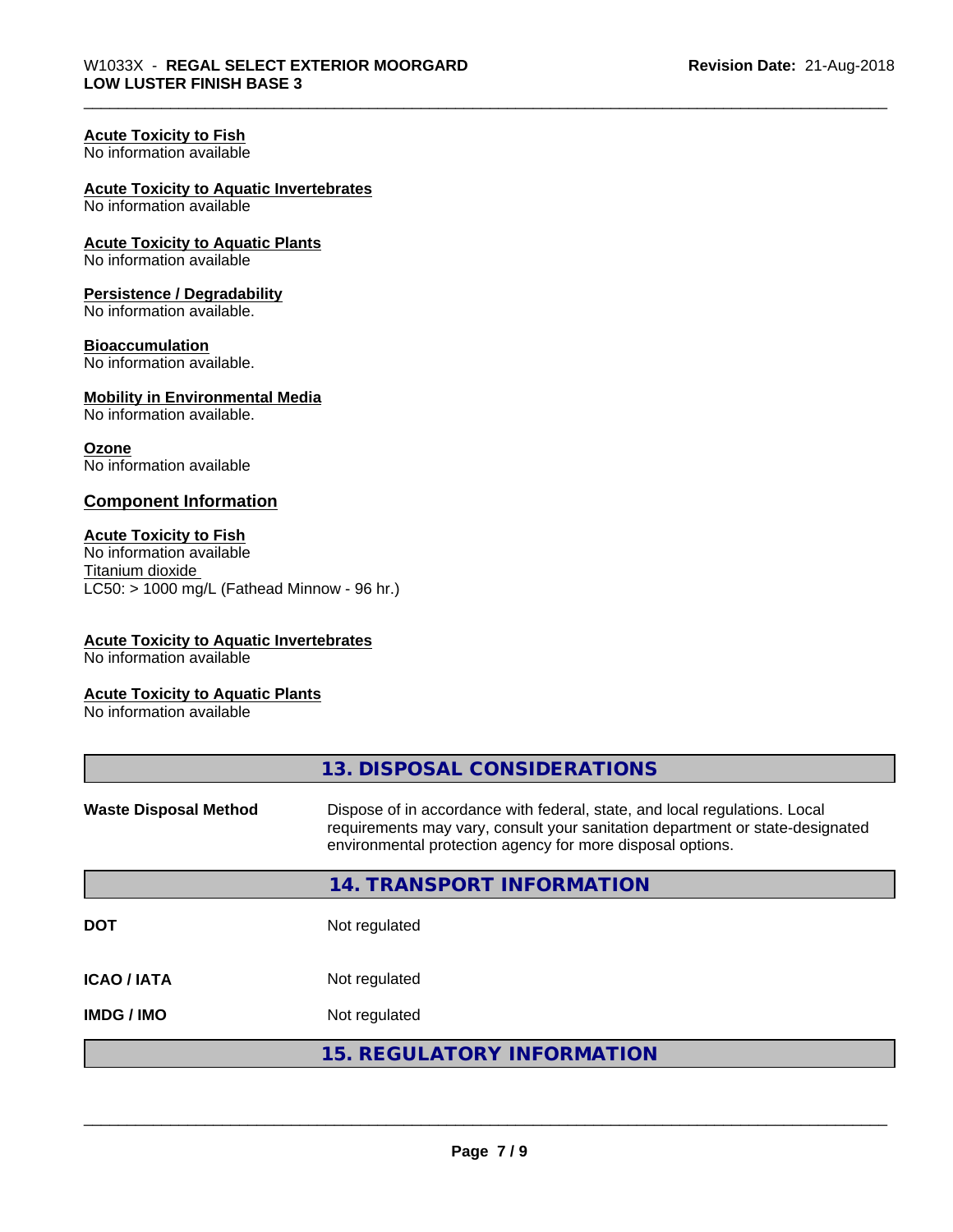**Acute Toxicity to Fish**
No information available

**Acute Toxicity to Aquatic Invertebrates**
No information available

**Acute Toxicity to Aquatic Plants**
No information available

**Persistence / Degradability**
No information available.

**Bioaccumulation**
No information available.

**Mobility in Environmental Media**
No information available.

**Ozone**
No information available

### Component Information

**Acute Toxicity to Fish**
No information available
Titanium dioxide
LC50: > 1000 mg/L (Fathead Minnow - 96 hr.)

**Acute Toxicity to Aquatic Invertebrates**
No information available

**Acute Toxicity to Aquatic Plants**
No information available

## 13. DISPOSAL CONSIDERATIONS

| | |
|---|---|
| **Waste Disposal Method** | Dispose of in accordance with federal, state, and local regulations. Local requirements may vary, consult your sanitation department or state-designated environmental protection agency for more disposal options. |

## 14. TRANSPORT INFORMATION

| | |
|---|---|
| **DOT** | Not regulated |
| **ICAO / IATA** | Not regulated |
| **IMDG / IMO** | Not regulated |

## 15. REGULATORY INFORMATION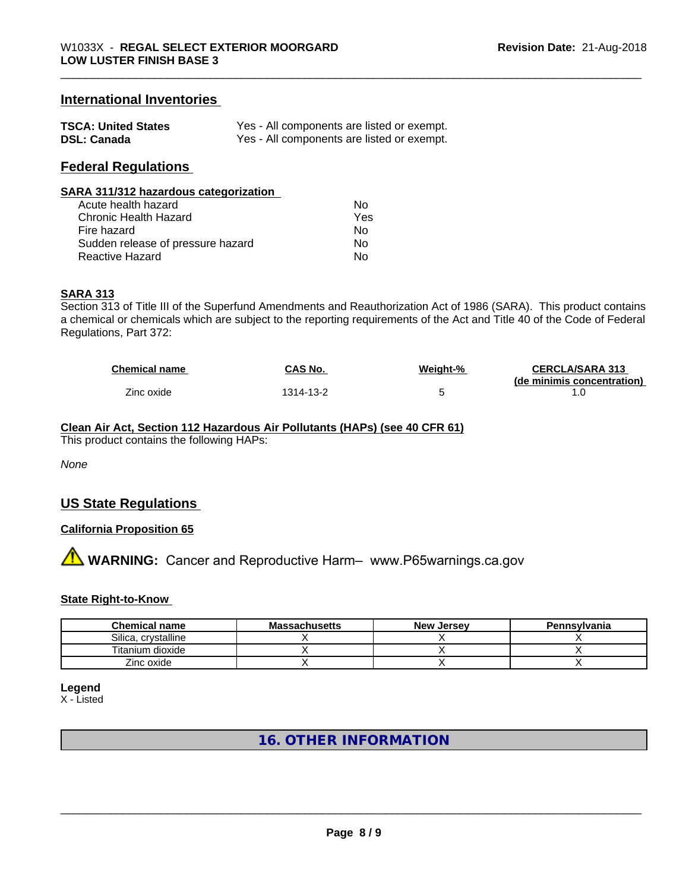## International Inventories

| | |
|---|---|
| **TSCA: United States** | Yes - All components are listed or exempt. |
| **DSL: Canada** | Yes - All components are listed or exempt. |

## Federal Regulations

**SARA 311/312 hazardous categorization**

| | |
|---|---|
| Acute health hazard | No |
| Chronic Health Hazard | Yes |
| Fire hazard | No |
| Sudden release of pressure hazard | No |
| Reactive Hazard | No |

**SARA 313**

Section 313 of Title III of the Superfund Amendments and Reauthorization Act of 1986 (SARA). This product contains a chemical or chemicals which are subject to the reporting requirements of the Act and Title 40 of the Code of Federal Regulations, Part 372:

| Chemical name | CAS No. | Weight-% | CERCLA/SARA 313 (de minimis concentration) |
|---|---|---|---|
| Zinc oxide | 1314-13-2 | 5 | 1.0 |

**Clean Air Act, Section 112 Hazardous Air Pollutants (HAPs) (see 40 CFR 61)**

This product contains the following HAPs:

*None*

## US State Regulations

**California Proposition 65**

⚠ **WARNING:** Cancer and Reproductive Harm– www.P65warnings.ca.gov

**State Right-to-Know**

| Chemical name | Massachusetts | New Jersey | Pennsylvania |
|---|---|---|---|
| Silica, crystalline | X | X | X |
| Titanium dioxide | X | X | X |
| Zinc oxide | X | X | X |

**Legend**

X - Listed

## 16. OTHER INFORMATION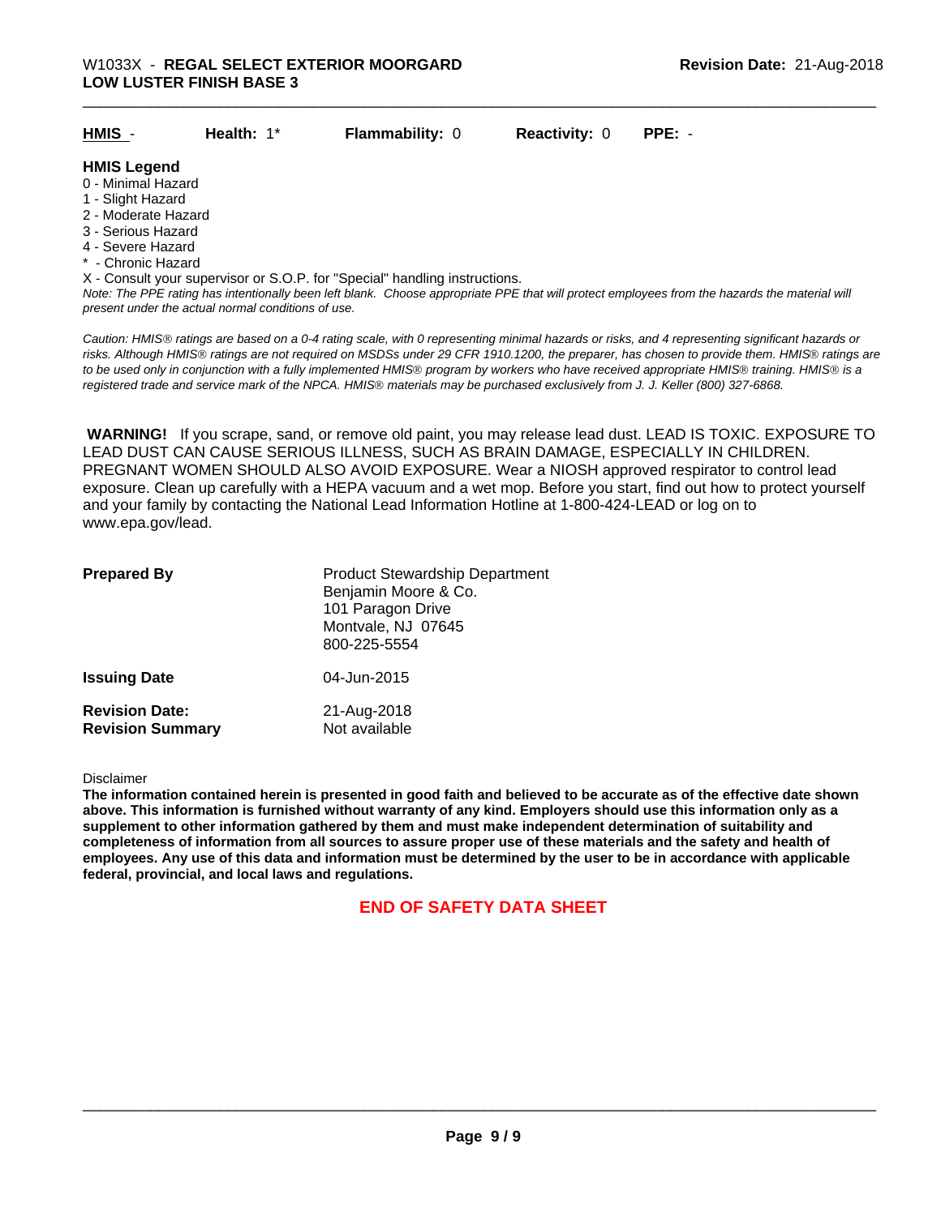| HMIS - | Health: 1* | Flammability: 0 | Reactivity: 0 | PPE: - |
|---|---|---|---|---|

**HMIS Legend**

0 - Minimal Hazard
1 - Slight Hazard
2 - Moderate Hazard
3 - Serious Hazard
4 - Severe Hazard
* - Chronic Hazard
X - Consult your supervisor or S.O.P. for "Special" handling instructions.

*Note: The PPE rating has intentionally been left blank. Choose appropriate PPE that will protect employees from the hazards the material will present under the actual normal conditions of use.*

*Caution: HMIS® ratings are based on a 0-4 rating scale, with 0 representing minimal hazards or risks, and 4 representing significant hazards or risks. Although HMIS® ratings are not required on MSDSs under 29 CFR 1910.1200, the preparer, has chosen to provide them. HMIS® ratings are to be used only in conjunction with a fully implemented HMIS® program by workers who have received appropriate HMIS® training. HMIS® is a registered trade and service mark of the NPCA. HMIS® materials may be purchased exclusively from J. J. Keller (800) 327-6868.*

**WARNING!** If you scrape, sand, or remove old paint, you may release lead dust. LEAD IS TOXIC. EXPOSURE TO LEAD DUST CAN CAUSE SERIOUS ILLNESS, SUCH AS BRAIN DAMAGE, ESPECIALLY IN CHILDREN. PREGNANT WOMEN SHOULD ALSO AVOID EXPOSURE. Wear a NIOSH approved respirator to control lead exposure. Clean up carefully with a HEPA vacuum and a wet mop. Before you start, find out how to protect yourself and your family by contacting the National Lead Information Hotline at 1-800-424-LEAD or log on to www.epa.gov/lead.

| | |
|---|---|
| **Prepared By** | Product Stewardship Department<br>Benjamin Moore & Co.<br>101 Paragon Drive<br>Montvale, NJ 07645<br>800-225-5554 |
| **Issuing Date** | 04-Jun-2015 |
| **Revision Date:** | 21-Aug-2018 |
| **Revision Summary** | Not available |

Disclaimer

**The information contained herein is presented in good faith and believed to be accurate as of the effective date shown above. This information is furnished without warranty of any kind. Employers should use this information only as a supplement to other information gathered by them and must make independent determination of suitability and completeness of information from all sources to assure proper use of these materials and the safety and health of employees. Any use of this data and information must be determined by the user to be in accordance with applicable federal, provincial, and local laws and regulations.**

**END OF SAFETY DATA SHEET**